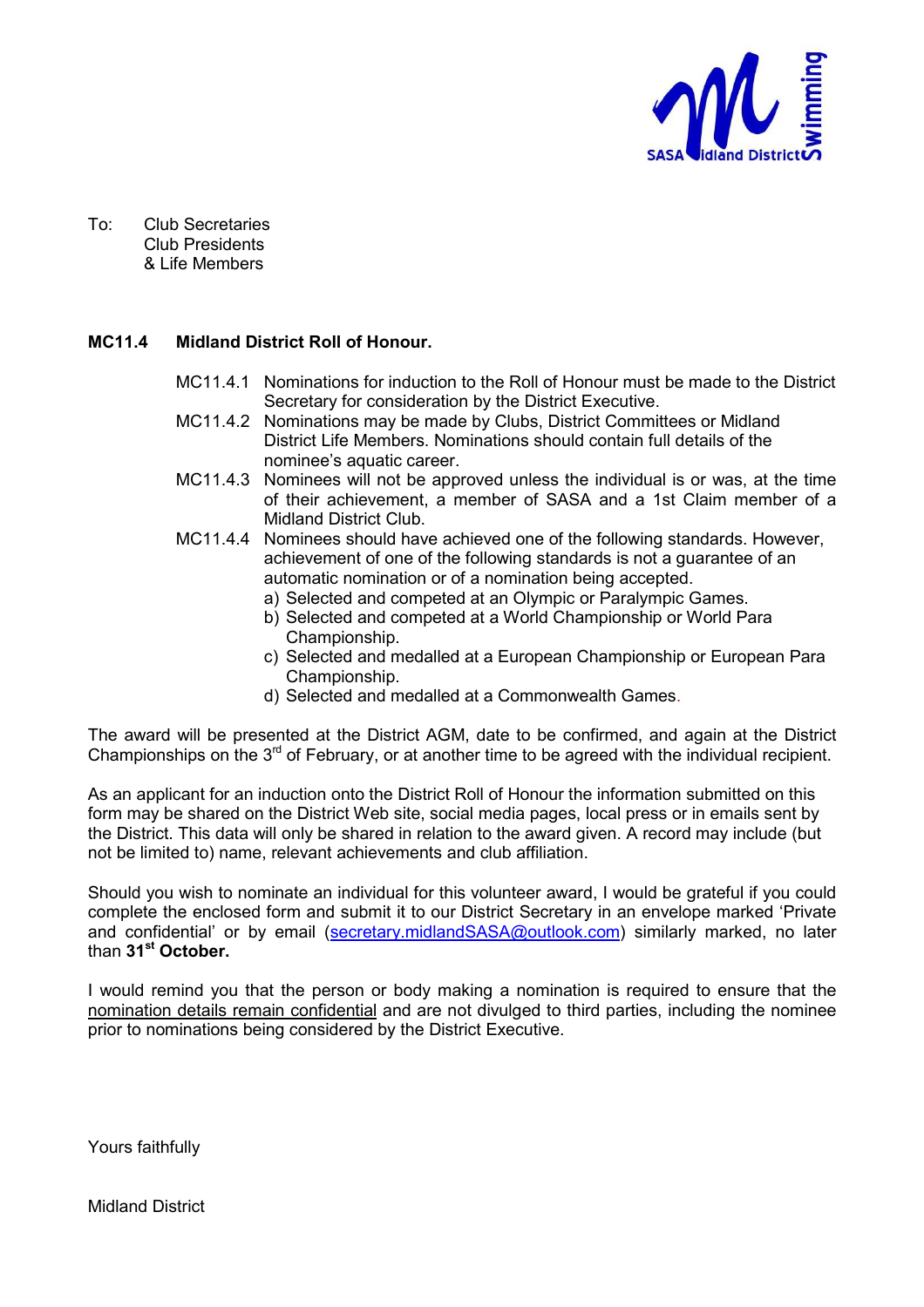To: Club Secretaries
Club Presidents
& Life Members

**MC11.4 Midland District Roll of Honour.**

MC11.4.1 Nominations for induction to the Roll of Honour must be made to the District Secretary for consideration by the District Executive.

MC11.4.2 Nominations may be made by Clubs, District Committees or Midland District Life Members. Nominations should contain full details of the nominee's aquatic career.

MC11.4.3 Nominees will not be approved unless the individual is or was, at the time of their achievement, a member of SASA and a 1st Claim member of a Midland District Club.

MC11.4.4 Nominees should have achieved one of the following standards. However, achievement of one of the following standards is not a guarantee of an automatic nomination or of a nomination being accepted.

a) Selected and competed at an Olympic or Paralympic Games.
b) Selected and competed at a World Championship or World Para Championship.
c) Selected and medalled at a European Championship or European Para Championship.
d) Selected and medalled at a Commonwealth Games.

The award will be presented at the District AGM, date to be confirmed, and again at the District Championships on the 3rd of February, or at another time to be agreed with the individual recipient.

As an applicant for an induction onto the District Roll of Honour the information submitted on this form may be shared on the District Web site, social media pages, local press or in emails sent by the District. This data will only be shared in relation to the award given. A record may include (but not be limited to) name, relevant achievements and club affiliation.

Should you wish to nominate an individual for this volunteer award, I would be grateful if you could complete the enclosed form and submit it to our District Secretary in an envelope marked 'Private and confidential' or by email (secretary.midlandSASA@outlook.com) similarly marked, no later than **31st October.**

I would remind you that the person or body making a nomination is required to ensure that the nomination details remain confidential and are not divulged to third parties, including the nominee prior to nominations being considered by the District Executive.

Yours faithfully

Midland District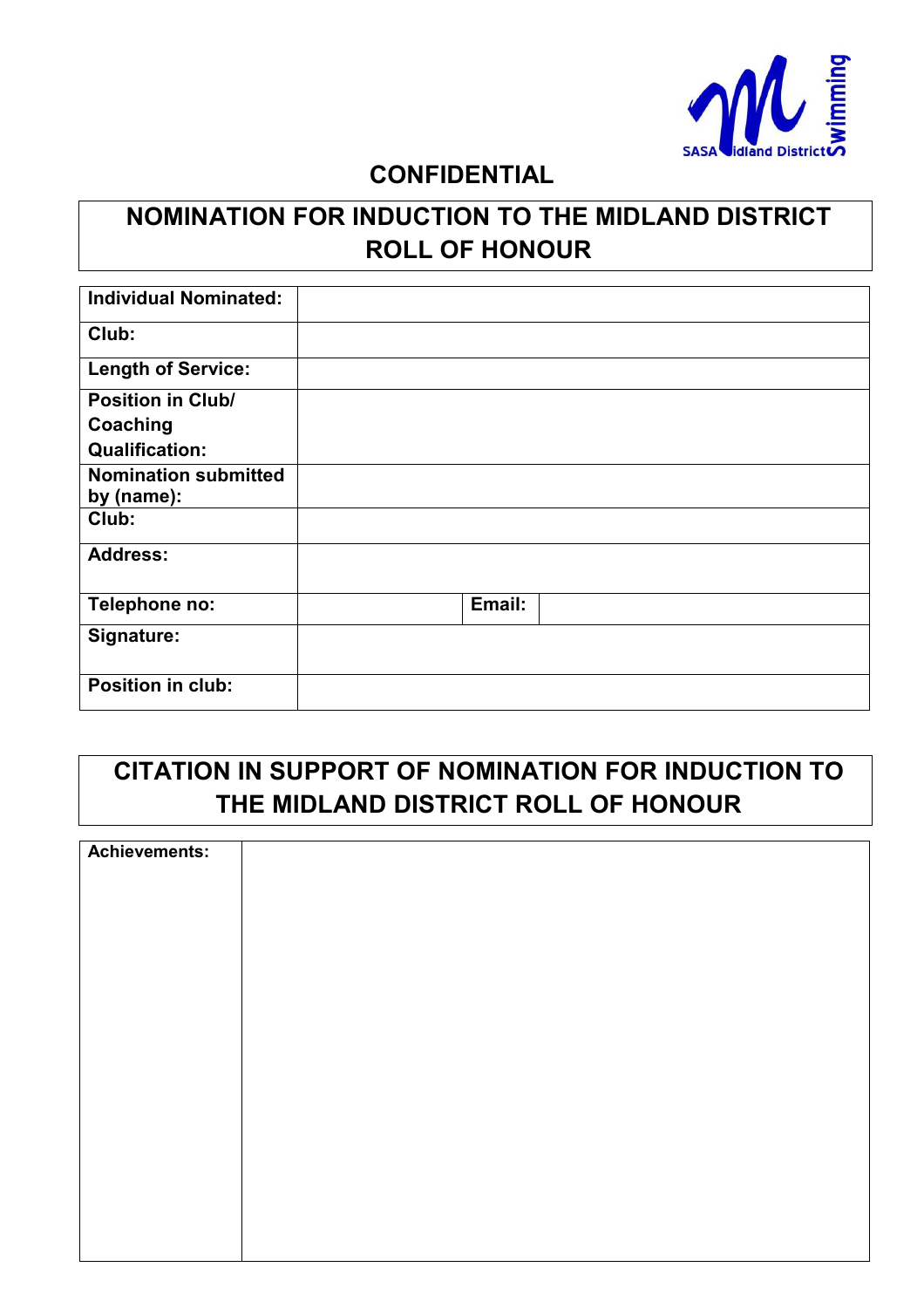**CONFIDENTIAL**

# NOMINATION FOR INDUCTION TO THE MIDLAND DISTRICT ROLL OF HONOUR

| | | | |
|---|---|---|---|
| **Individual Nominated:** | | | |
| **Club:** | | | |
| **Length of Service:** | | | |
| **Position in Club/ Coaching Qualification:** | | | |
| **Nomination submitted by (name):** | | | |
| **Club:** | | | |
| **Address:** | | | |
| **Telephone no:** | | **Email:** | |
| **Signature:** | | | |
| **Position in club:** | | | |

# CITATION IN SUPPORT OF NOMINATION FOR INDUCTION TO THE MIDLAND DISTRICT ROLL OF HONOUR

| | |
|---|---|
| **Achievements:** | |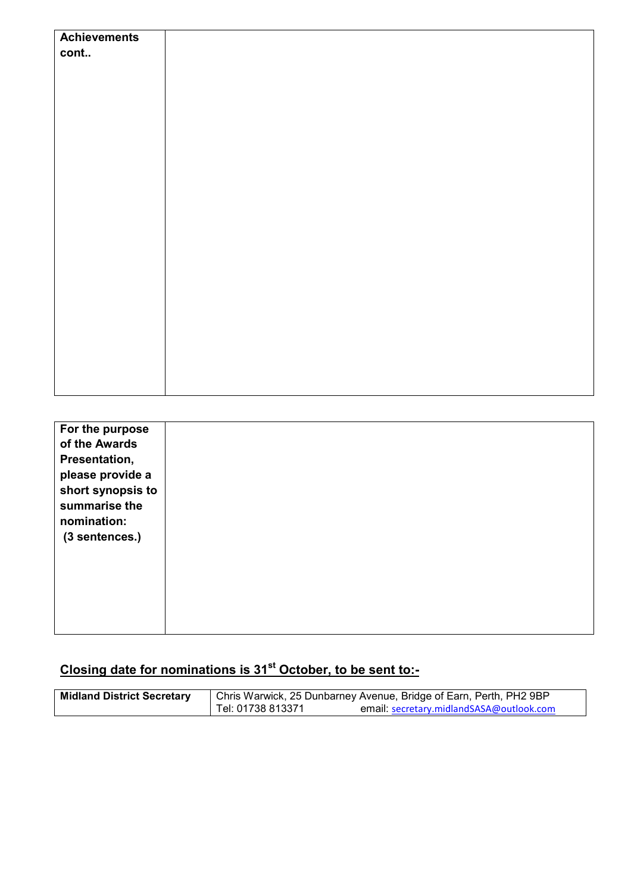| | |
|---|---|
| **Achievements cont..** | |

| | |
|---|---|
| **For the purpose of the Awards Presentation, please provide a short synopsis to summarise the nomination: (3 sentences.)** | |

## Closing date for nominations is 31st October, to be sent to:-

| | |
|---|---|
| **Midland District Secretary** | Chris Warwick, 25 Dunbarney Avenue, Bridge of Earn, Perth, PH2 9BP<br>Tel: 01738 813371 email: secretary.midlandSASA@outlook.com |